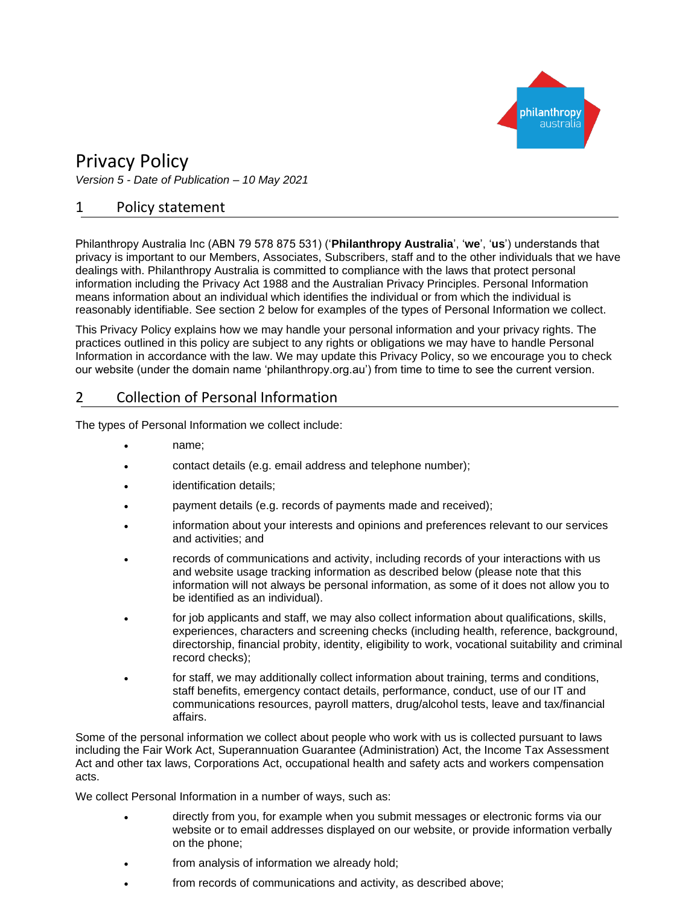# Privacy Policy

*Version 5 - Date of Publication – 10 May 2021*

## 1 Policy statement

Philanthropy Australia Inc (ABN 79 578 875 531) ('**Philanthropy Australia**', '**we**', '**us**') understands that privacy is important to our Members, Associates, Subscribers, staff and to the other individuals that we have dealings with. Philanthropy Australia is committed to compliance with the laws that protect personal information including the Privacy Act 1988 and the Australian Privacy Principles. Personal Information means information about an individual which identifies the individual or from which the individual is reasonably identifiable. See section 2 below for examples of the types of Personal Information we collect.

This Privacy Policy explains how we may handle your personal information and your privacy rights. The practices outlined in this policy are subject to any rights or obligations we may have to handle Personal Information in accordance with the law. We may update this Privacy Policy, so we encourage you to check our website (under the domain name 'philanthropy.org.au') from time to time to see the current version.

## 2 Collection of Personal Information

The types of Personal Information we collect include:

- name;
- contact details (e.g. email address and telephone number);
- identification details;
- payment details (e.g. records of payments made and received);
- information about your interests and opinions and preferences relevant to our services and activities; and
- records of communications and activity, including records of your interactions with us and website usage tracking information as described below (please note that this information will not always be personal information, as some of it does not allow you to be identified as an individual).
- for job applicants and staff, we may also collect information about qualifications, skills, experiences, characters and screening checks (including health, reference, background, directorship, financial probity, identity, eligibility to work, vocational suitability and criminal record checks);
- for staff, we may additionally collect information about training, terms and conditions, staff benefits, emergency contact details, performance, conduct, use of our IT and communications resources, payroll matters, drug/alcohol tests, leave and tax/financial affairs.

Some of the personal information we collect about people who work with us is collected pursuant to laws including the Fair Work Act, Superannuation Guarantee (Administration) Act, the Income Tax Assessment Act and other tax laws, Corporations Act, occupational health and safety acts and workers compensation acts.

We collect Personal Information in a number of ways, such as:

- directly from you, for example when you submit messages or electronic forms via our website or to email addresses displayed on our website, or provide information verbally on the phone;
- from analysis of information we already hold;
- from records of communications and activity, as described above;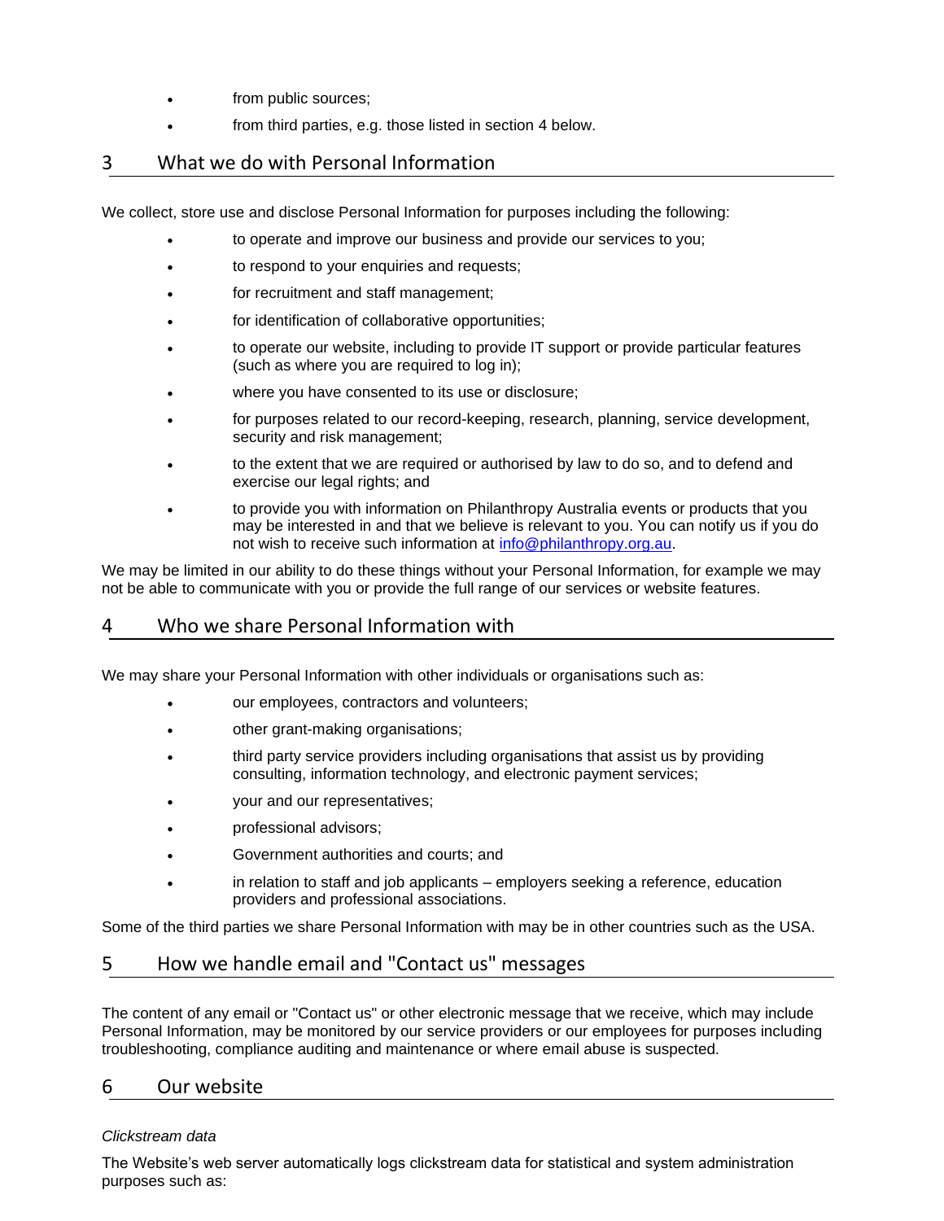- from public sources;
- from third parties, e.g. those listed in section 4 below.

## 3 What we do with Personal Information

We collect, store use and disclose Personal Information for purposes including the following:

- to operate and improve our business and provide our services to you;
- to respond to your enquiries and requests;
- for recruitment and staff management;
- for identification of collaborative opportunities;
- to operate our website, including to provide IT support or provide particular features (such as where you are required to log in);
- where you have consented to its use or disclosure;
- for purposes related to our record-keeping, research, planning, service development, security and risk management;
- to the extent that we are required or authorised by law to do so, and to defend and exercise our legal rights; and
- to provide you with information on Philanthropy Australia events or products that you may be interested in and that we believe is relevant to you. You can notify us if you do not wish to receive such information at info@philanthropy.org.au.

We may be limited in our ability to do these things without your Personal Information, for example we may not be able to communicate with you or provide the full range of our services or website features.

## 4 Who we share Personal Information with

We may share your Personal Information with other individuals or organisations such as:

- our employees, contractors and volunteers;
- other grant-making organisations;
- third party service providers including organisations that assist us by providing consulting, information technology, and electronic payment services;
- your and our representatives;
- professional advisors;
- Government authorities and courts; and
- in relation to staff and job applicants – employers seeking a reference, education providers and professional associations.

Some of the third parties we share Personal Information with may be in other countries such as the USA.

## 5 How we handle email and "Contact us" messages

The content of any email or "Contact us" or other electronic message that we receive, which may include Personal Information, may be monitored by our service providers or our employees for purposes including troubleshooting, compliance auditing and maintenance or where email abuse is suspected.

## 6 Our website

*Clickstream data*

The Website's web server automatically logs clickstream data for statistical and system administration purposes such as: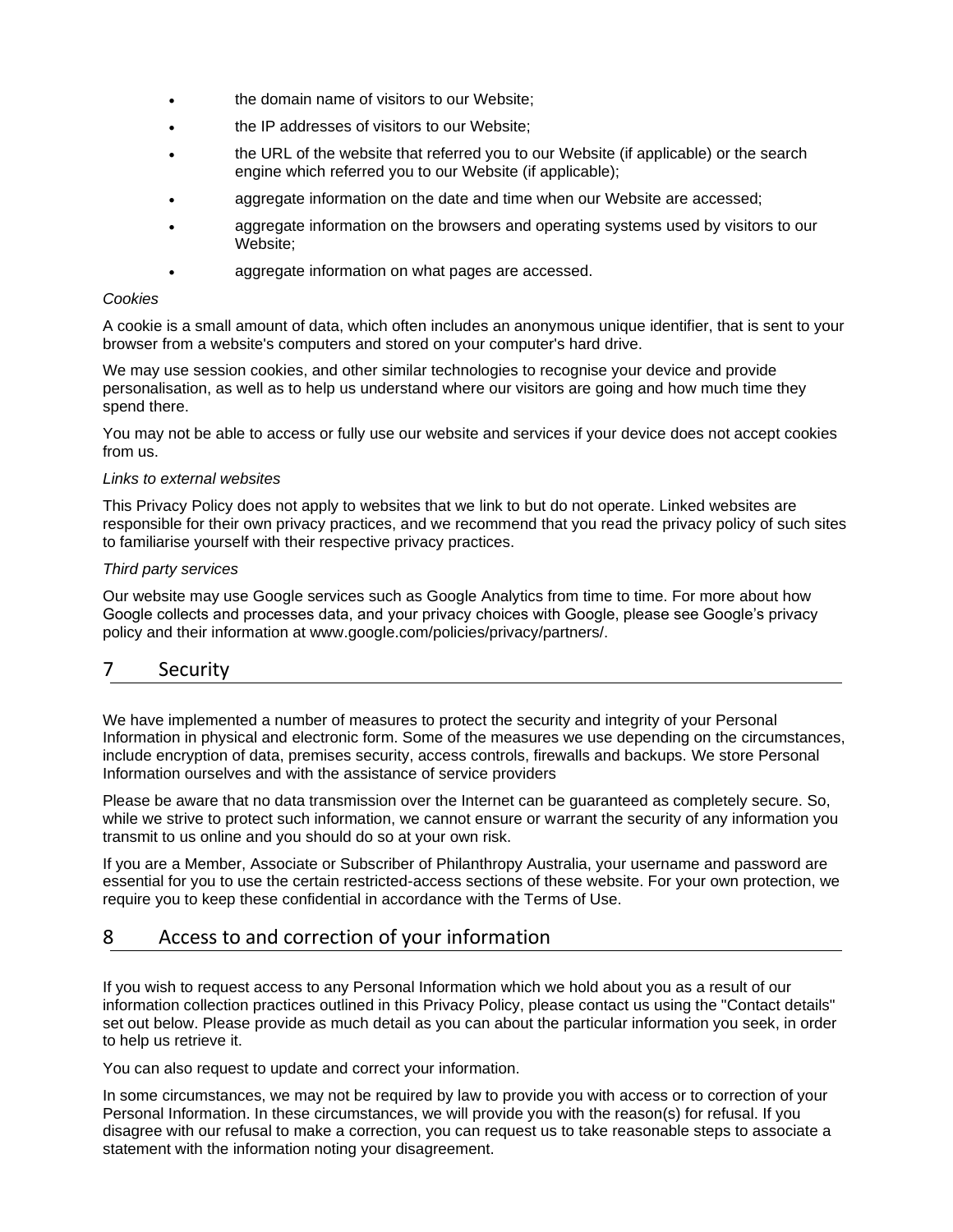- the domain name of visitors to our Website;
- the IP addresses of visitors to our Website;
- the URL of the website that referred you to our Website (if applicable) or the search engine which referred you to our Website (if applicable);
- aggregate information on the date and time when our Website are accessed;
- aggregate information on the browsers and operating systems used by visitors to our Website;
- aggregate information on what pages are accessed.

*Cookies*

A cookie is a small amount of data, which often includes an anonymous unique identifier, that is sent to your browser from a website's computers and stored on your computer's hard drive.

We may use session cookies, and other similar technologies to recognise your device and provide personalisation, as well as to help us understand where our visitors are going and how much time they spend there.

You may not be able to access or fully use our website and services if your device does not accept cookies from us.

*Links to external websites*

This Privacy Policy does not apply to websites that we link to but do not operate. Linked websites are responsible for their own privacy practices, and we recommend that you read the privacy policy of such sites to familiarise yourself with their respective privacy practices.

*Third party services*

Our website may use Google services such as Google Analytics from time to time. For more about how Google collects and processes data, and your privacy choices with Google, please see Google's privacy policy and their information at www.google.com/policies/privacy/partners/.

## 7 Security

We have implemented a number of measures to protect the security and integrity of your Personal Information in physical and electronic form. Some of the measures we use depending on the circumstances, include encryption of data, premises security, access controls, firewalls and backups. We store Personal Information ourselves and with the assistance of service providers

Please be aware that no data transmission over the Internet can be guaranteed as completely secure. So, while we strive to protect such information, we cannot ensure or warrant the security of any information you transmit to us online and you should do so at your own risk.

If you are a Member, Associate or Subscriber of Philanthropy Australia, your username and password are essential for you to use the certain restricted-access sections of these website. For your own protection, we require you to keep these confidential in accordance with the Terms of Use.

## 8 Access to and correction of your information

If you wish to request access to any Personal Information which we hold about you as a result of our information collection practices outlined in this Privacy Policy, please contact us using the "Contact details" set out below. Please provide as much detail as you can about the particular information you seek, in order to help us retrieve it.

You can also request to update and correct your information.

In some circumstances, we may not be required by law to provide you with access or to correction of your Personal Information. In these circumstances, we will provide you with the reason(s) for refusal. If you disagree with our refusal to make a correction, you can request us to take reasonable steps to associate a statement with the information noting your disagreement.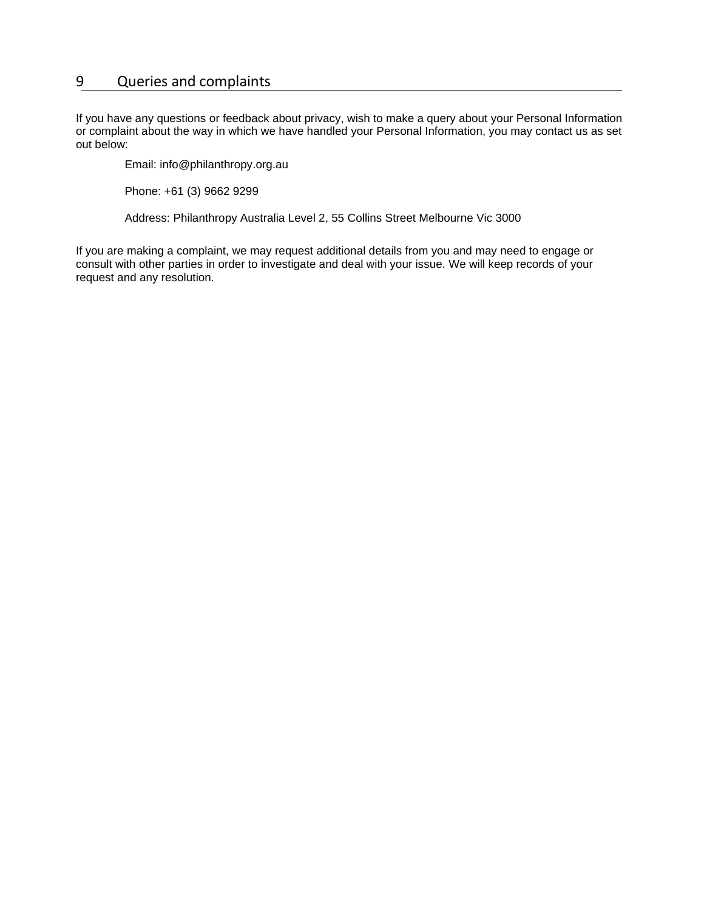## 9 Queries and complaints

If you have any questions or feedback about privacy, wish to make a query about your Personal Information or complaint about the way in which we have handled your Personal Information, you may contact us as set out below:

Email: info@philanthropy.org.au

Phone: +61 (3) 9662 9299

Address: Philanthropy Australia Level 2, 55 Collins Street Melbourne Vic 3000

If you are making a complaint, we may request additional details from you and may need to engage or consult with other parties in order to investigate and deal with your issue. We will keep records of your request and any resolution.